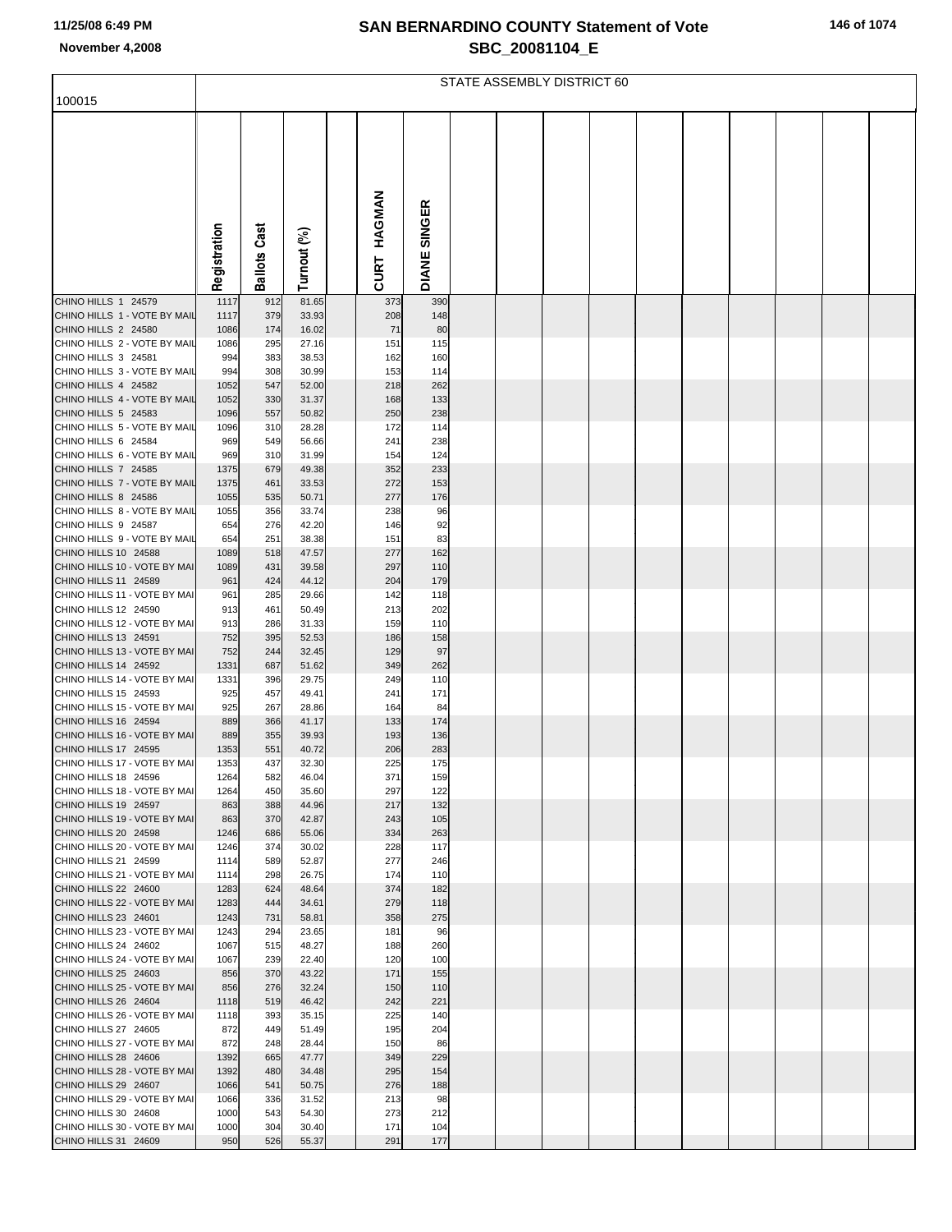## SAN BERNARDINO COUNTY Statement of Vote

## SBC_20081104_E

November 4,2008

100015

STATE ASSEMBLY DISTRICT 60

| | Registration | Ballots Cast | Turnout (%) | | CURT HAGMAN | DIANE SINGER |
|---|---|---|---|---|---|---|
| CHINO HILLS 1 24579 | 1117 | 912 | 81.65 | | 373 | 390 |
| CHINO HILLS 1 - VOTE BY MAIL | 1117 | 379 | 33.93 | | 208 | 148 |
| CHINO HILLS 2 24580 | 1086 | 174 | 16.02 | | 71 | 80 |
| CHINO HILLS 2 - VOTE BY MAIL | 1086 | 295 | 27.16 | | 151 | 115 |
| CHINO HILLS 3 24581 | 994 | 383 | 38.53 | | 162 | 160 |
| CHINO HILLS 3 - VOTE BY MAIL | 994 | 308 | 30.99 | | 153 | 114 |
| CHINO HILLS 4 24582 | 1052 | 547 | 52.00 | | 218 | 262 |
| CHINO HILLS 4 - VOTE BY MAIL | 1052 | 330 | 31.37 | | 168 | 133 |
| CHINO HILLS 5 24583 | 1096 | 557 | 50.82 | | 250 | 238 |
| CHINO HILLS 5 - VOTE BY MAIL | 1096 | 310 | 28.28 | | 172 | 114 |
| CHINO HILLS 6 24584 | 969 | 549 | 56.66 | | 241 | 238 |
| CHINO HILLS 6 - VOTE BY MAIL | 969 | 310 | 31.99 | | 154 | 124 |
| CHINO HILLS 7 24585 | 1375 | 679 | 49.38 | | 352 | 233 |
| CHINO HILLS 7 - VOTE BY MAIL | 1375 | 461 | 33.53 | | 272 | 153 |
| CHINO HILLS 8 24586 | 1055 | 535 | 50.71 | | 277 | 176 |
| CHINO HILLS 8 - VOTE BY MAIL | 1055 | 356 | 33.74 | | 238 | 96 |
| CHINO HILLS 9 24587 | 654 | 276 | 42.20 | | 146 | 92 |
| CHINO HILLS 9 - VOTE BY MAIL | 654 | 251 | 38.38 | | 151 | 83 |
| CHINO HILLS 10 24588 | 1089 | 518 | 47.57 | | 277 | 162 |
| CHINO HILLS 10 - VOTE BY MAI | 1089 | 431 | 39.58 | | 297 | 110 |
| CHINO HILLS 11 24589 | 961 | 424 | 44.12 | | 204 | 179 |
| CHINO HILLS 11 - VOTE BY MAI | 961 | 285 | 29.66 | | 142 | 118 |
| CHINO HILLS 12 24590 | 913 | 461 | 50.49 | | 213 | 202 |
| CHINO HILLS 12 - VOTE BY MAI | 913 | 286 | 31.33 | | 159 | 110 |
| CHINO HILLS 13 24591 | 752 | 395 | 52.53 | | 186 | 158 |
| CHINO HILLS 13 - VOTE BY MAI | 752 | 244 | 32.45 | | 129 | 97 |
| CHINO HILLS 14 24592 | 1331 | 687 | 51.62 | | 349 | 262 |
| CHINO HILLS 14 - VOTE BY MAI | 1331 | 396 | 29.75 | | 249 | 110 |
| CHINO HILLS 15 24593 | 925 | 457 | 49.41 | | 241 | 171 |
| CHINO HILLS 15 - VOTE BY MAI | 925 | 267 | 28.86 | | 164 | 84 |
| CHINO HILLS 16 24594 | 889 | 366 | 41.17 | | 133 | 174 |
| CHINO HILLS 16 - VOTE BY MAI | 889 | 355 | 39.93 | | 193 | 136 |
| CHINO HILLS 17 24595 | 1353 | 551 | 40.72 | | 206 | 283 |
| CHINO HILLS 17 - VOTE BY MAI | 1353 | 437 | 32.30 | | 225 | 175 |
| CHINO HILLS 18 24596 | 1264 | 582 | 46.04 | | 371 | 159 |
| CHINO HILLS 18 - VOTE BY MAI | 1264 | 450 | 35.60 | | 297 | 122 |
| CHINO HILLS 19 24597 | 863 | 388 | 44.96 | | 217 | 132 |
| CHINO HILLS 19 - VOTE BY MAI | 863 | 370 | 42.87 | | 243 | 105 |
| CHINO HILLS 20 24598 | 1246 | 686 | 55.06 | | 334 | 263 |
| CHINO HILLS 20 - VOTE BY MAI | 1246 | 374 | 30.02 | | 228 | 117 |
| CHINO HILLS 21 24599 | 1114 | 589 | 52.87 | | 277 | 246 |
| CHINO HILLS 21 - VOTE BY MAI | 1114 | 298 | 26.75 | | 174 | 110 |
| CHINO HILLS 22 24600 | 1283 | 624 | 48.64 | | 374 | 182 |
| CHINO HILLS 22 - VOTE BY MAI | 1283 | 444 | 34.61 | | 279 | 118 |
| CHINO HILLS 23 24601 | 1243 | 731 | 58.81 | | 358 | 275 |
| CHINO HILLS 23 - VOTE BY MAI | 1243 | 294 | 23.65 | | 181 | 96 |
| CHINO HILLS 24 24602 | 1067 | 515 | 48.27 | | 188 | 260 |
| CHINO HILLS 24 - VOTE BY MAI | 1067 | 239 | 22.40 | | 120 | 100 |
| CHINO HILLS 25 24603 | 856 | 370 | 43.22 | | 171 | 155 |
| CHINO HILLS 25 - VOTE BY MAI | 856 | 276 | 32.24 | | 150 | 110 |
| CHINO HILLS 26 24604 | 1118 | 519 | 46.42 | | 242 | 221 |
| CHINO HILLS 26 - VOTE BY MAI | 1118 | 393 | 35.15 | | 225 | 140 |
| CHINO HILLS 27 24605 | 872 | 449 | 51.49 | | 195 | 204 |
| CHINO HILLS 27 - VOTE BY MAI | 872 | 248 | 28.44 | | 150 | 86 |
| CHINO HILLS 28 24606 | 1392 | 665 | 47.77 | | 349 | 229 |
| CHINO HILLS 28 - VOTE BY MAI | 1392 | 480 | 34.48 | | 295 | 154 |
| CHINO HILLS 29 24607 | 1066 | 541 | 50.75 | | 276 | 188 |
| CHINO HILLS 29 - VOTE BY MAI | 1066 | 336 | 31.52 | | 213 | 98 |
| CHINO HILLS 30 24608 | 1000 | 543 | 54.30 | | 273 | 212 |
| CHINO HILLS 30 - VOTE BY MAI | 1000 | 304 | 30.40 | | 171 | 104 |
| CHINO HILLS 31 24609 | 950 | 526 | 55.37 | | 291 | 177 |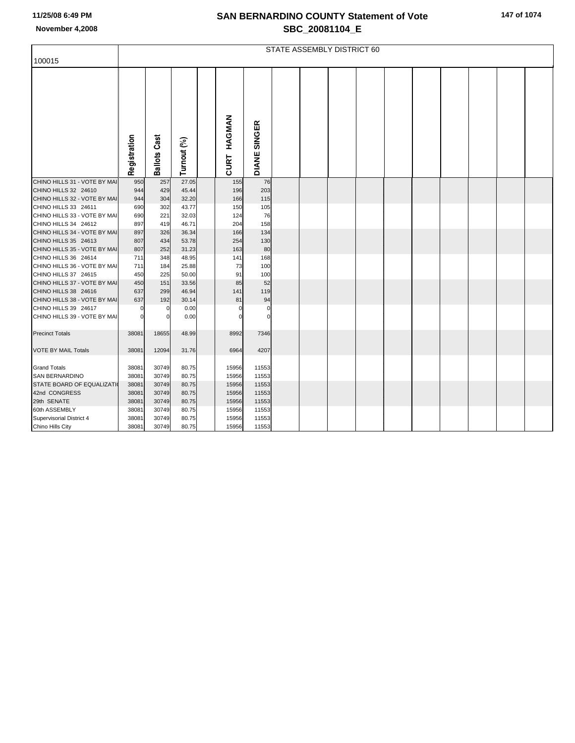# SAN BERNARDINO COUNTY Statement of Vote

## SBC_20081104_E

11/25/08 6:49 PM

November 4,2008

100015

STATE ASSEMBLY DISTRICT 60

| | Registration | Ballots Cast | Turnout (%) | | CURT HAGMAN | DIANE SINGER |
|---|---|---|---|---|---|---|
| CHINO HILLS 31 - VOTE BY MAI | 950 | 257 | 27.05 | | 155 | 76 |
| CHINO HILLS 32 24610 | 944 | 429 | 45.44 | | 196 | 203 |
| CHINO HILLS 32 - VOTE BY MAI | 944 | 304 | 32.20 | | 166 | 115 |
| CHINO HILLS 33 24611 | 690 | 302 | 43.77 | | 150 | 105 |
| CHINO HILLS 33 - VOTE BY MAI | 690 | 221 | 32.03 | | 124 | 76 |
| CHINO HILLS 34 24612 | 897 | 419 | 46.71 | | 204 | 158 |
| CHINO HILLS 34 - VOTE BY MAI | 897 | 326 | 36.34 | | 166 | 134 |
| CHINO HILLS 35 24613 | 807 | 434 | 53.78 | | 254 | 130 |
| CHINO HILLS 35 - VOTE BY MAI | 807 | 252 | 31.23 | | 163 | 80 |
| CHINO HILLS 36 24614 | 711 | 348 | 48.95 | | 141 | 168 |
| CHINO HILLS 36 - VOTE BY MAI | 711 | 184 | 25.88 | | 73 | 100 |
| CHINO HILLS 37 24615 | 450 | 225 | 50.00 | | 91 | 100 |
| CHINO HILLS 37 - VOTE BY MAI | 450 | 151 | 33.56 | | 85 | 52 |
| CHINO HILLS 38 24616 | 637 | 299 | 46.94 | | 141 | 119 |
| CHINO HILLS 38 - VOTE BY MAI | 637 | 192 | 30.14 | | 81 | 94 |
| CHINO HILLS 39 24617 | 0 | 0 | 0.00 | | 0 | 0 |
| CHINO HILLS 39 - VOTE BY MAI | 0 | 0 | 0.00 | | 0 | 0 |
| Precinct Totals | 38081 | 18655 | 48.99 | | 8992 | 7346 |
| VOTE BY MAIL Totals | 38081 | 12094 | 31.76 | | 6964 | 4207 |
| Grand Totals | 38081 | 30749 | 80.75 | | 15956 | 11553 |
| SAN BERNARDINO | 38081 | 30749 | 80.75 | | 15956 | 11553 |
| STATE BOARD OF EQUALIZATI | 38081 | 30749 | 80.75 | | 15956 | 11553 |
| 42nd CONGRESS | 38081 | 30749 | 80.75 | | 15956 | 11553 |
| 29th SENATE | 38081 | 30749 | 80.75 | | 15956 | 11553 |
| 60th ASSEMBLY | 38081 | 30749 | 80.75 | | 15956 | 11553 |
| Supervisorial District 4 | 38081 | 30749 | 80.75 | | 15956 | 11553 |
| Chino Hills City | 38081 | 30749 | 80.75 | | 15956 | 11553 |